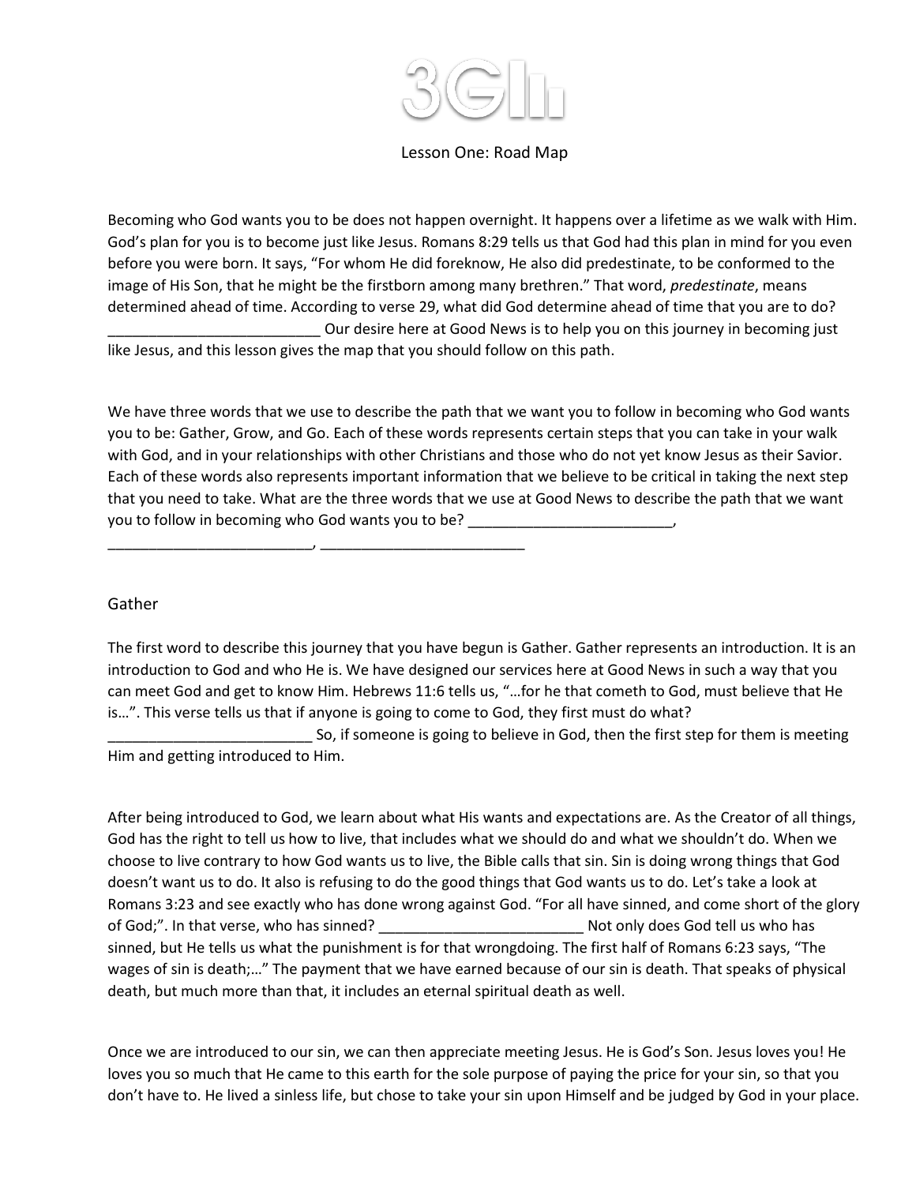# 3G

Lesson One: Road Map

Becoming who God wants you to be does not happen overnight. It happens over a lifetime as we walk with Him. God's plan for you is to become just like Jesus. Romans 8:29 tells us that God had this plan in mind for you even before you were born. It says, "For whom He did foreknow, He also did predestinate, to be conformed to the image of His Son, that he might be the firstborn among many brethren." That word, *predestinate*, means determined ahead of time. According to verse 29, what did God determine ahead of time that you are to do? __________________________ Our desire here at Good News is to help you on this journey in becoming just like Jesus, and this lesson gives the map that you should follow on this path.

We have three words that we use to describe the path that we want you to follow in becoming who God wants you to be: Gather, Grow, and Go. Each of these words represents certain steps that you can take in your walk with God, and in your relationships with other Christians and those who do not yet know Jesus as their Savior. Each of these words also represents important information that we believe to be critical in taking the next step that you need to take. What are the three words that we use at Good News to describe the path that we want you to follow in becoming who God wants you to be? _________________________, __________________________, __________________________

## Gather

The first word to describe this journey that you have begun is Gather. Gather represents an introduction. It is an introduction to God and who He is. We have designed our services here at Good News in such a way that you can meet God and get to know Him. Hebrews 11:6 tells us, "…for he that cometh to God, must believe that He is…". This verse tells us that if anyone is going to come to God, they first must do what? _________________________ So, if someone is going to believe in God, then the first step for them is meeting Him and getting introduced to Him.

After being introduced to God, we learn about what His wants and expectations are. As the Creator of all things, God has the right to tell us how to live, that includes what we should do and what we shouldn't do. When we choose to live contrary to how God wants us to live, the Bible calls that sin. Sin is doing wrong things that God doesn't want us to do. It also is refusing to do the good things that God wants us to do. Let's take a look at Romans 3:23 and see exactly who has done wrong against God. "For all have sinned, and come short of the glory of God;". In that verse, who has sinned? _________________________ Not only does God tell us who has sinned, but He tells us what the punishment is for that wrongdoing. The first half of Romans 6:23 says, "The wages of sin is death;…" The payment that we have earned because of our sin is death. That speaks of physical death, but much more than that, it includes an eternal spiritual death as well.

Once we are introduced to our sin, we can then appreciate meeting Jesus. He is God's Son. Jesus loves you! He loves you so much that He came to this earth for the sole purpose of paying the price for your sin, so that you don't have to. He lived a sinless life, but chose to take your sin upon Himself and be judged by God in your place.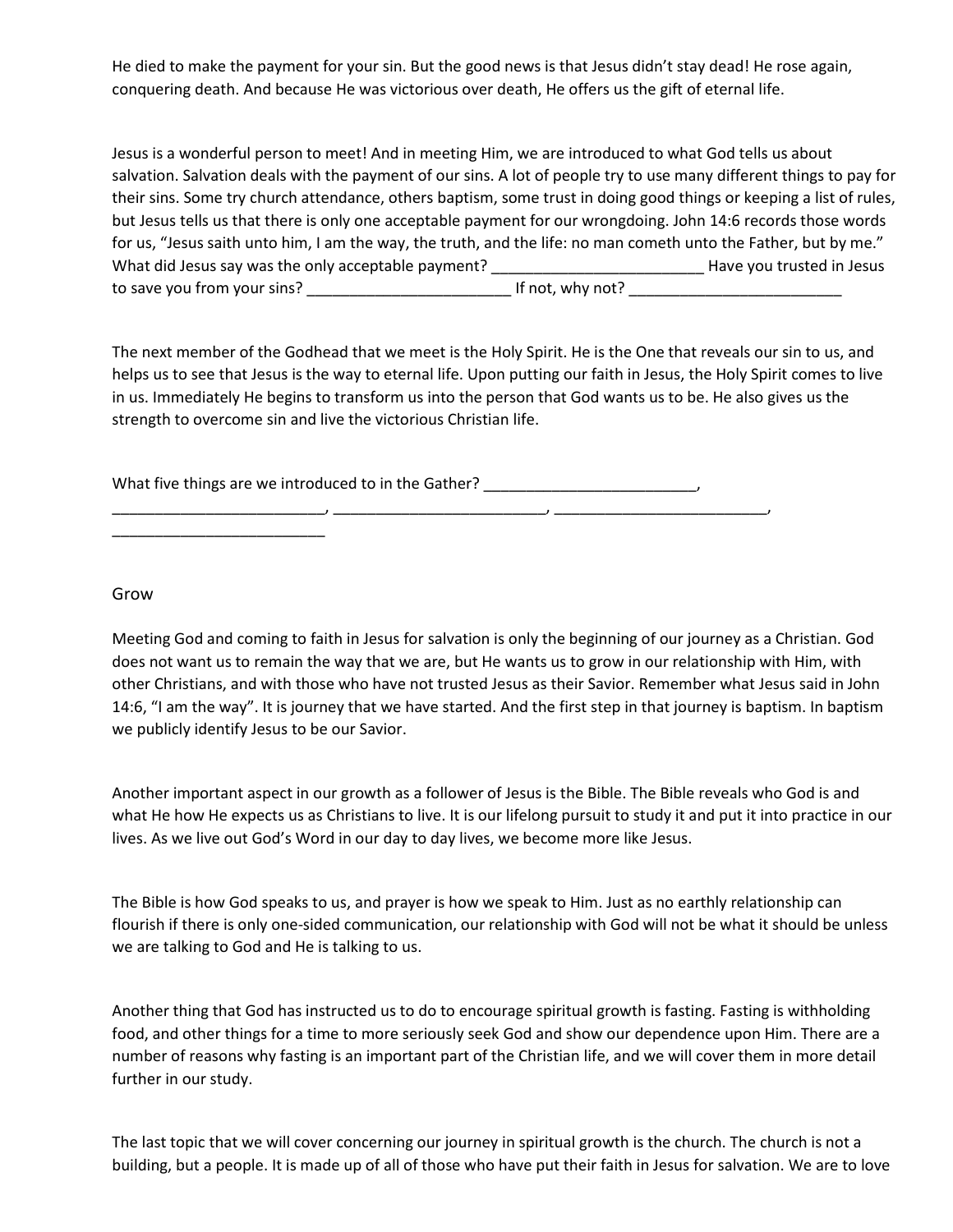He died to make the payment for your sin. But the good news is that Jesus didn't stay dead! He rose again, conquering death. And because He was victorious over death, He offers us the gift of eternal life.

Jesus is a wonderful person to meet! And in meeting Him, we are introduced to what God tells us about salvation. Salvation deals with the payment of our sins. A lot of people try to use many different things to pay for their sins. Some try church attendance, others baptism, some trust in doing good things or keeping a list of rules, but Jesus tells us that there is only one acceptable payment for our wrongdoing. John 14:6 records those words for us, "Jesus saith unto him, I am the way, the truth, and the life: no man cometh unto the Father, but by me." What did Jesus say was the only acceptable payment? _________________________ Have you trusted in Jesus to save you from your sins? _________________________ If not, why not? _________________________

The next member of the Godhead that we meet is the Holy Spirit. He is the One that reveals our sin to us, and helps us to see that Jesus is the way to eternal life. Upon putting our faith in Jesus, the Holy Spirit comes to live in us. Immediately He begins to transform us into the person that God wants us to be. He also gives us the strength to overcome sin and live the victorious Christian life.

What five things are we introduced to in the Gather? _________________________, _________________________, _________________________, _________________________, _________________________

## Grow

Meeting God and coming to faith in Jesus for salvation is only the beginning of our journey as a Christian. God does not want us to remain the way that we are, but He wants us to grow in our relationship with Him, with other Christians, and with those who have not trusted Jesus as their Savior. Remember what Jesus said in John 14:6, "I am the way". It is journey that we have started. And the first step in that journey is baptism. In baptism we publicly identify Jesus to be our Savior.

Another important aspect in our growth as a follower of Jesus is the Bible. The Bible reveals who God is and what He how He expects us as Christians to live. It is our lifelong pursuit to study it and put it into practice in our lives. As we live out God's Word in our day to day lives, we become more like Jesus.

The Bible is how God speaks to us, and prayer is how we speak to Him. Just as no earthly relationship can flourish if there is only one-sided communication, our relationship with God will not be what it should be unless we are talking to God and He is talking to us.

Another thing that God has instructed us to do to encourage spiritual growth is fasting. Fasting is withholding food, and other things for a time to more seriously seek God and show our dependence upon Him. There are a number of reasons why fasting is an important part of the Christian life, and we will cover them in more detail further in our study.

The last topic that we will cover concerning our journey in spiritual growth is the church. The church is not a building, but a people. It is made up of all of those who have put their faith in Jesus for salvation. We are to love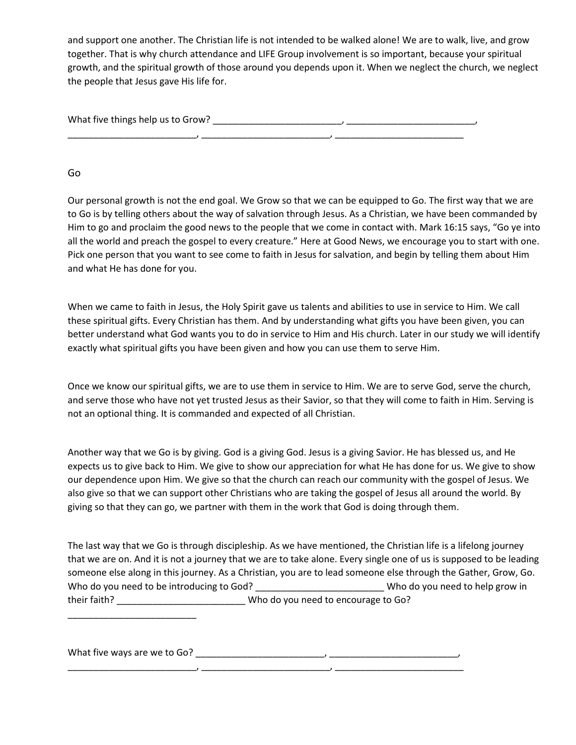and support one another. The Christian life is not intended to be walked alone! We are to walk, live, and grow together. That is why church attendance and LIFE Group involvement is so important, because your spiritual growth, and the spiritual growth of those around you depends upon it. When we neglect the church, we neglect the people that Jesus gave His life for.

What five things help us to Grow? _________________________, _________________________, _________________________, _________________________, _________________________

## Go

Our personal growth is not the end goal. We Grow so that we can be equipped to Go. The first way that we are to Go is by telling others about the way of salvation through Jesus. As a Christian, we have been commanded by Him to go and proclaim the good news to the people that we come in contact with. Mark 16:15 says, "Go ye into all the world and preach the gospel to every creature." Here at Good News, we encourage you to start with one. Pick one person that you want to see come to faith in Jesus for salvation, and begin by telling them about Him and what He has done for you.

When we came to faith in Jesus, the Holy Spirit gave us talents and abilities to use in service to Him. We call these spiritual gifts. Every Christian has them. And by understanding what gifts you have been given, you can better understand what God wants you to do in service to Him and His church. Later in our study we will identify exactly what spiritual gifts you have been given and how you can use them to serve Him.

Once we know our spiritual gifts, we are to use them in service to Him. We are to serve God, serve the church, and serve those who have not yet trusted Jesus as their Savior, so that they will come to faith in Him. Serving is not an optional thing. It is commanded and expected of all Christian.

Another way that we Go is by giving. God is a giving God. Jesus is a giving Savior. He has blessed us, and He expects us to give back to Him. We give to show our appreciation for what He has done for us. We give to show our dependence upon Him. We give so that the church can reach our community with the gospel of Jesus. We also give so that we can support other Christians who are taking the gospel of Jesus all around the world. By giving so that they can go, we partner with them in the work that God is doing through them.

The last way that we Go is through discipleship. As we have mentioned, the Christian life is a lifelong journey that we are on. And it is not a journey that we are to take alone. Every single one of us is supposed to be leading someone else along in this journey. As a Christian, you are to lead someone else through the Gather, Grow, Go. Who do you need to be introducing to God? _________________________ Who do you need to help grow in their faith? _________________________ Who do you need to encourage to Go? _________________________

What five ways are we to Go? _________________________, _________________________, _________________________, _________________________, _________________________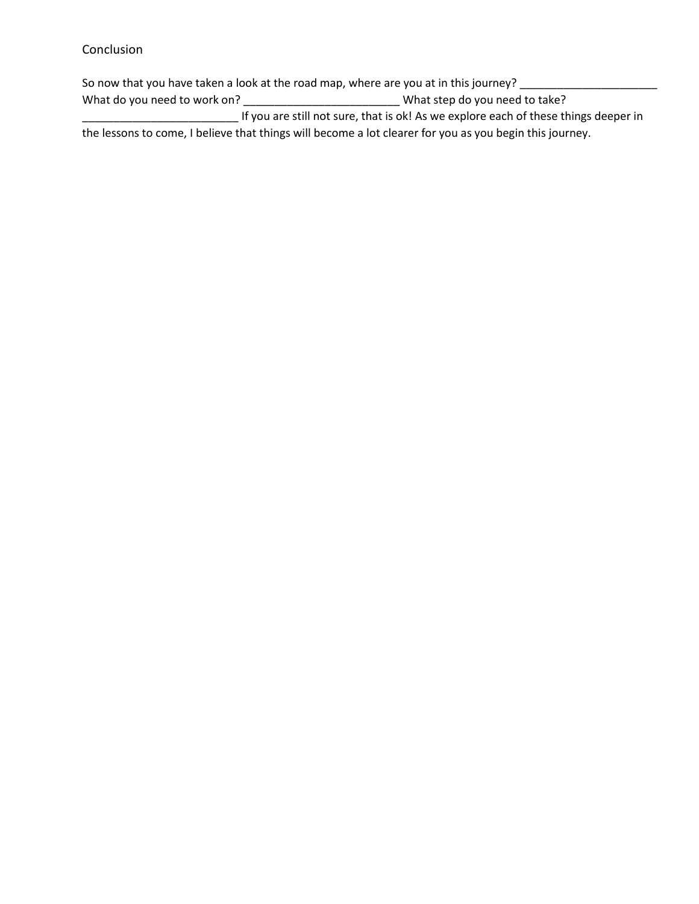## Conclusion

So now that you have taken a look at the road map, where are you at in this journey? ______________________ What do you need to work on? _________________________ What step do you need to take? _________________________ If you are still not sure, that is ok! As we explore each of these things deeper in the lessons to come, I believe that things will become a lot clearer for you as you begin this journey.